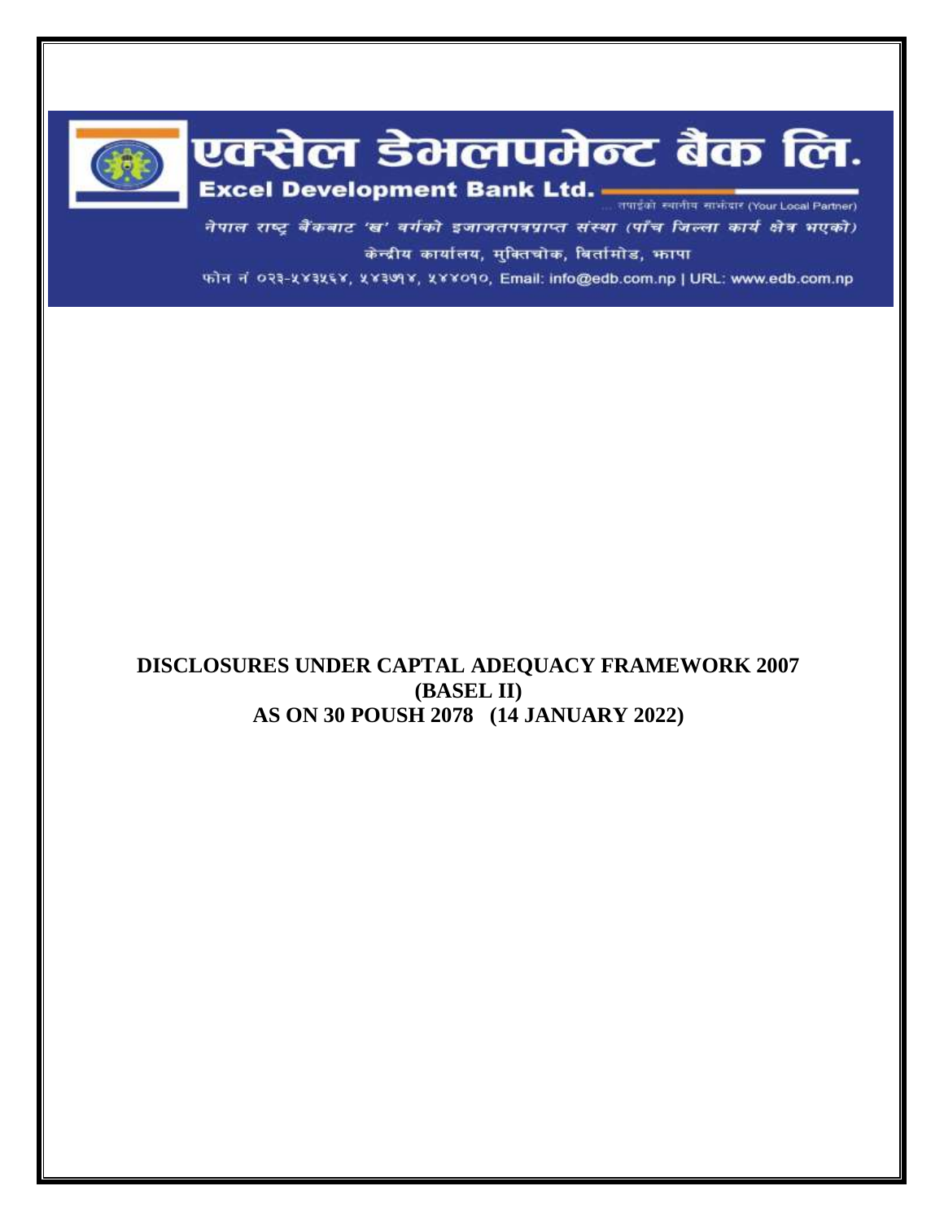# एक्सेल डेभलपमेन्ट बैंक लि.

**Excel Development Bank Ltd.**

... तपाईंको स्थानीय साझेदार (Your Local Partner)

नेपाल राष्ट्र बैंकबाट 'ख' वर्गको इजाजतपत्रप्राप्त संस्था (पाँच जिल्ला कार्य क्षेत्र भएको)

केन्द्रीय कार्यालय, मुक्तिचोक, बिर्तामोड, झापा

फोन नं ०२३-५४३५६४, ५४३७१४, ५४४०१०, Email: info@edb.com.np | URL: www.edb.com.np

**DISCLOSURES UNDER CAPTAL ADEQUACY FRAMEWORK 2007**

**(BASEL II)**

**AS ON 30 POUSH 2078 (14 JANUARY 2022)**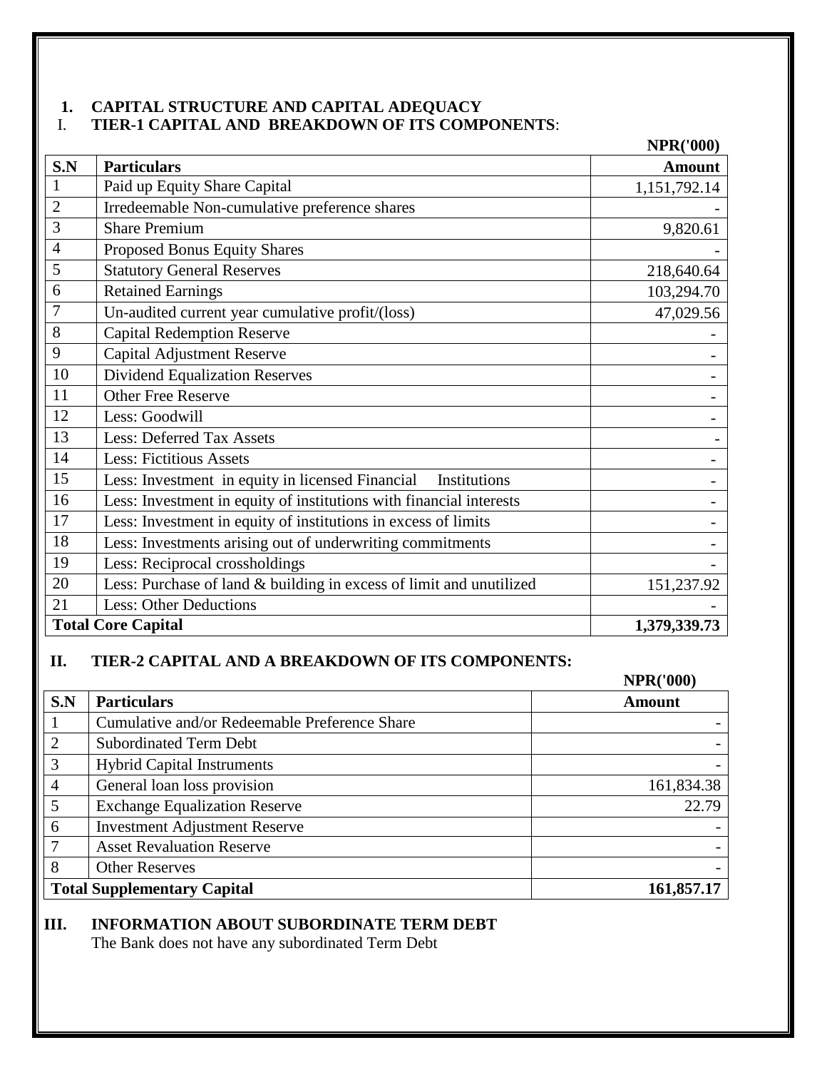## 1. CAPITAL STRUCTURE AND CAPITAL ADEQUACY

### I. TIER-1 CAPITAL AND BREAKDOWN OF ITS COMPONENTS:

NPR('000)

| S.N | Particulars | Amount |
|---|---|---|
| 1 | Paid up Equity Share Capital | 1,151,792.14 |
| 2 | Irredeemable Non-cumulative preference shares | - |
| 3 | Share Premium | 9,820.61 |
| 4 | Proposed Bonus Equity Shares | - |
| 5 | Statutory General Reserves | 218,640.64 |
| 6 | Retained Earnings | 103,294.70 |
| 7 | Un-audited current year cumulative profit/(loss) | 47,029.56 |
| 8 | Capital Redemption Reserve | - |
| 9 | Capital Adjustment Reserve | - |
| 10 | Dividend Equalization Reserves | - |
| 11 | Other Free Reserve | - |
| 12 | Less: Goodwill | - |
| 13 | Less: Deferred Tax Assets | - |
| 14 | Less: Fictitious Assets | - |
| 15 | Less: Investment in equity in licensed Financial Institutions | - |
| 16 | Less: Investment in equity of institutions with financial interests | - |
| 17 | Less: Investment in equity of institutions in excess of limits | - |
| 18 | Less: Investments arising out of underwriting commitments | - |
| 19 | Less: Reciprocal crossholdings | - |
| 20 | Less: Purchase of land & building in excess of limit and unutilized | 151,237.92 |
| 21 | Less: Other Deductions | - |
| **Total Core Capital** | | **1,379,339.73** |

### II. TIER-2 CAPITAL AND A BREAKDOWN OF ITS COMPONENTS:

NPR('000)

| S.N | Particulars | Amount |
|---|---|---|
| 1 | Cumulative and/or Redeemable Preference Share | - |
| 2 | Subordinated Term Debt | - |
| 3 | Hybrid Capital Instruments | - |
| 4 | General loan loss provision | 161,834.38 |
| 5 | Exchange Equalization Reserve | 22.79 |
| 6 | Investment Adjustment Reserve | - |
| 7 | Asset Revaluation Reserve | - |
| 8 | Other Reserves | - |
| **Total Supplementary Capital** | | **161,857.17** |

### III. INFORMATION ABOUT SUBORDINATE TERM DEBT

The Bank does not have any subordinated Term Debt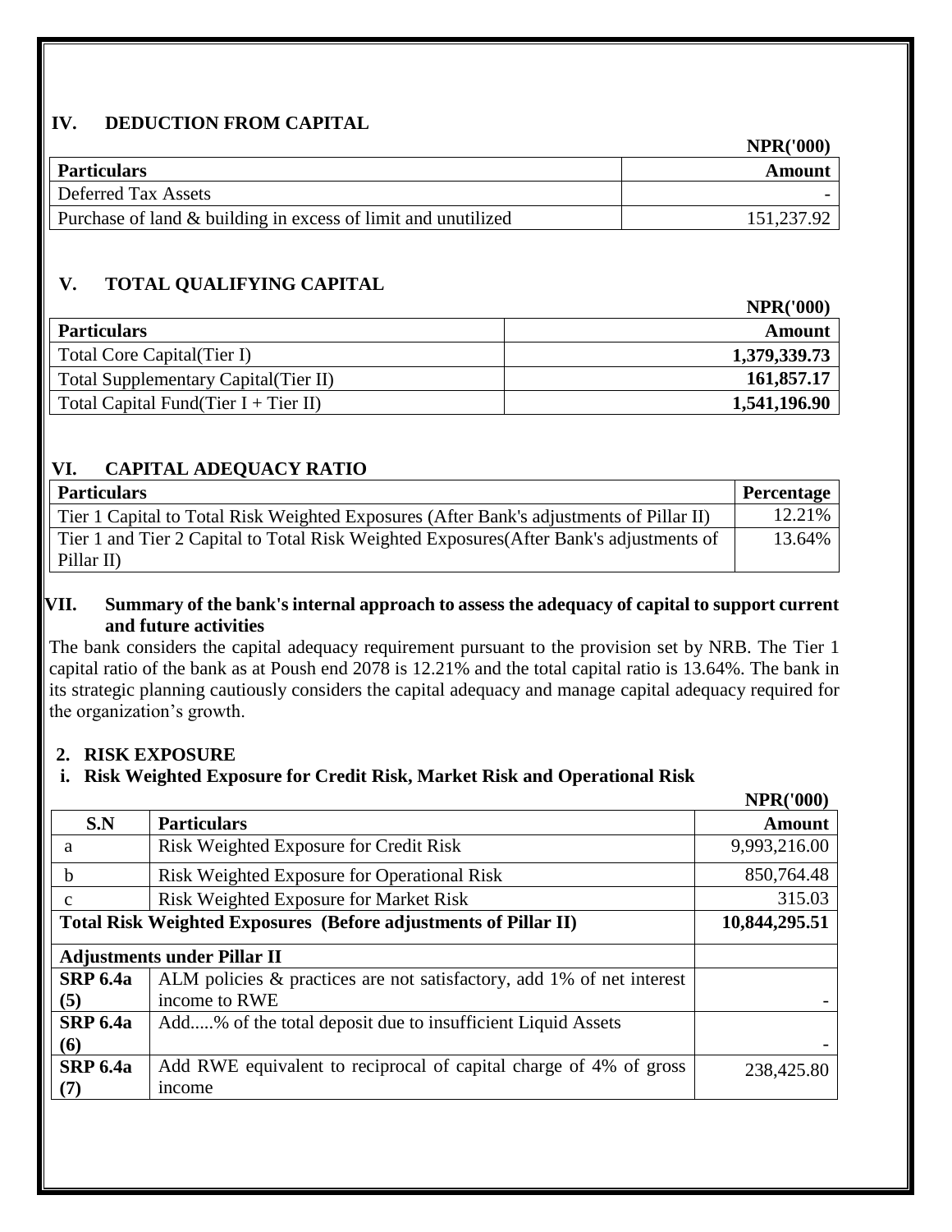## IV. DEDUCTION FROM CAPITAL

NPR('000)

| Particulars | Amount |
|---|---|
| Deferred Tax Assets | - |
| Purchase of land & building in excess of limit and unutilized | 151,237.92 |

## V. TOTAL QUALIFYING CAPITAL

NPR('000)

| Particulars | Amount |
|---|---|
| Total Core Capital(Tier I) | **1,379,339.73** |
| Total Supplementary Capital(Tier II) | **161,857.17** |
| Total Capital Fund(Tier I + Tier II) | **1,541,196.90** |

## VI. CAPITAL ADEQUACY RATIO

| Particulars | Percentage |
|---|---|
| Tier 1 Capital to Total Risk Weighted Exposures (After Bank's adjustments of Pillar II) | 12.21% |
| Tier 1 and Tier 2 Capital to Total Risk Weighted Exposures(After Bank's adjustments of Pillar II) | 13.64% |

## VII. Summary of the bank's internal approach to assess the adequacy of capital to support current and future activities

The bank considers the capital adequacy requirement pursuant to the provision set by NRB. The Tier 1 capital ratio of the bank as at Poush end 2078 is 12.21% and the total capital ratio is 13.64%. The bank in its strategic planning cautiously considers the capital adequacy and manage capital adequacy required for the organization's growth.

## 2. RISK EXPOSURE

### i. Risk Weighted Exposure for Credit Risk, Market Risk and Operational Risk

NPR('000)

| S.N | Particulars | Amount |
|---|---|---|
| a | Risk Weighted Exposure for Credit Risk | 9,993,216.00 |
| b | Risk Weighted Exposure for Operational Risk | 850,764.48 |
| c | Risk Weighted Exposure for Market Risk | 315.03 |
| **Total Risk Weighted Exposures (Before adjustments of Pillar II)** | | **10,844,295.51** |
| **Adjustments under Pillar II** | | |
| **SRP 6.4a (5)** | ALM policies & practices are not satisfactory, add 1% of net interest income to RWE | - |
| **SRP 6.4a (6)** | Add.....% of the total deposit due to insufficient Liquid Assets | - |
| **SRP 6.4a (7)** | Add RWE equivalent to reciprocal of capital charge of 4% of gross income | 238,425.80 |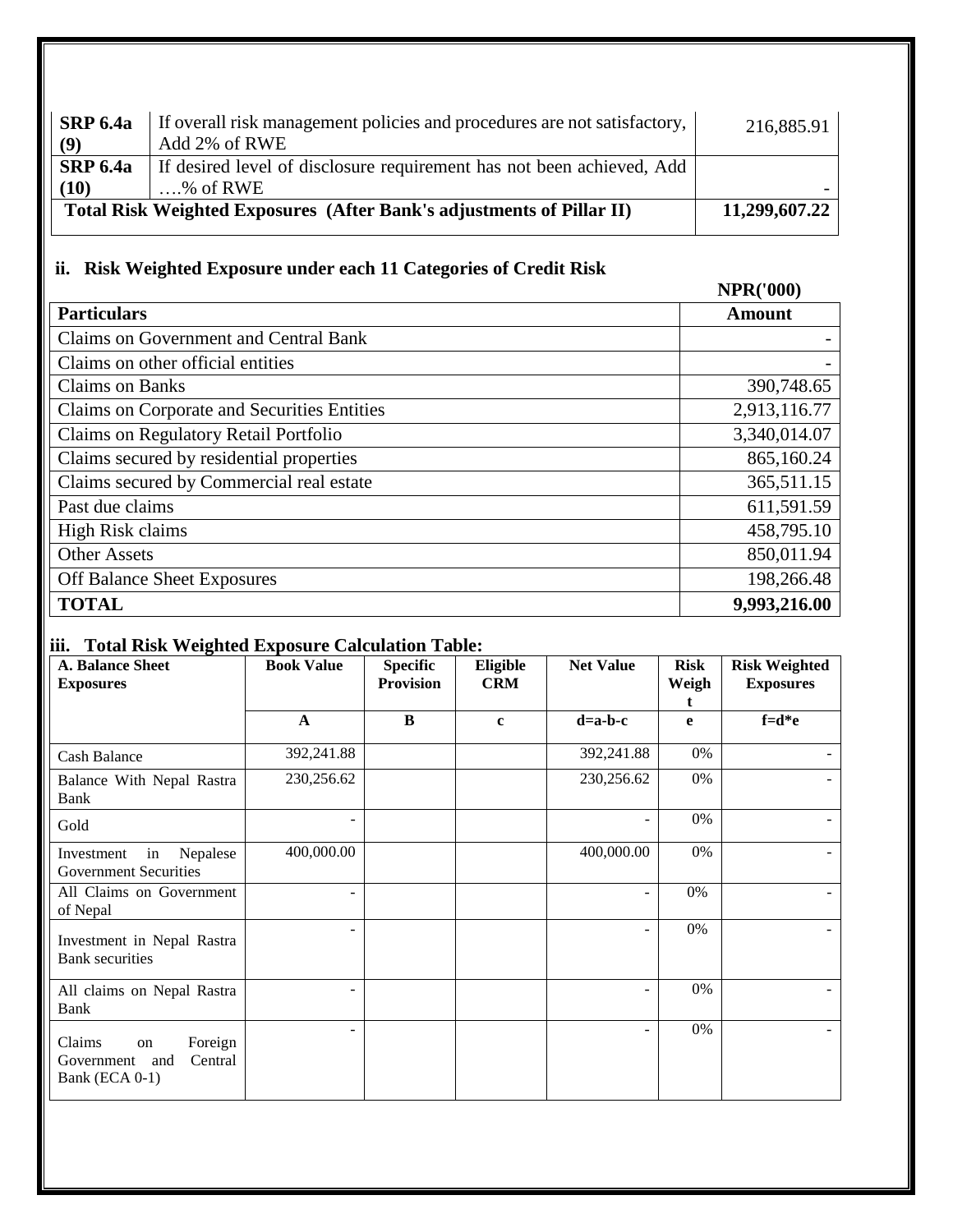| | | |
|---|---|---|
| **SRP 6.4a (9)** | If overall risk management policies and procedures are not satisfactory, Add 2% of RWE | 216,885.91 |
| **SRP 6.4a (10)** | If desired level of disclosure requirement has not been achieved, Add ….% of RWE | - |
| **Total Risk Weighted Exposures (After Bank's adjustments of Pillar II)** | | **11,299,607.22** |

## ii. Risk Weighted Exposure under each 11 Categories of Credit Risk

NPR('000)

| Particulars | Amount |
|---|---|
| Claims on Government and Central Bank | - |
| Claims on other official entities | - |
| Claims on Banks | 390,748.65 |
| Claims on Corporate and Securities Entities | 2,913,116.77 |
| Claims on Regulatory Retail Portfolio | 3,340,014.07 |
| Claims secured by residential properties | 865,160.24 |
| Claims secured by Commercial real estate | 365,511.15 |
| Past due claims | 611,591.59 |
| High Risk claims | 458,795.10 |
| Other Assets | 850,011.94 |
| Off Balance Sheet Exposures | 198,266.48 |
| **TOTAL** | **9,993,216.00** |

## iii. Total Risk Weighted Exposure Calculation Table:

| A. Balance Sheet Exposures | Book Value | Specific Provision | Eligible CRM | Net Value | Risk Weight | Risk Weighted Exposures |
|---|---|---|---|---|---|---|
| | A | B | c | d=a-b-c | e | f=d*e |
| Cash Balance | 392,241.88 | | | 392,241.88 | 0% | - |
| Balance With Nepal Rastra Bank | 230,256.62 | | | 230,256.62 | 0% | - |
| Gold | - | | | - | 0% | - |
| Investment in Nepalese Government Securities | 400,000.00 | | | 400,000.00 | 0% | - |
| All Claims on Government of Nepal | - | | | - | 0% | - |
| Investment in Nepal Rastra Bank securities | - | | | - | 0% | - |
| All claims on Nepal Rastra Bank | - | | | - | 0% | - |
| Claims on Foreign Government and Central Bank (ECA 0-1) | - | | | - | 0% | - |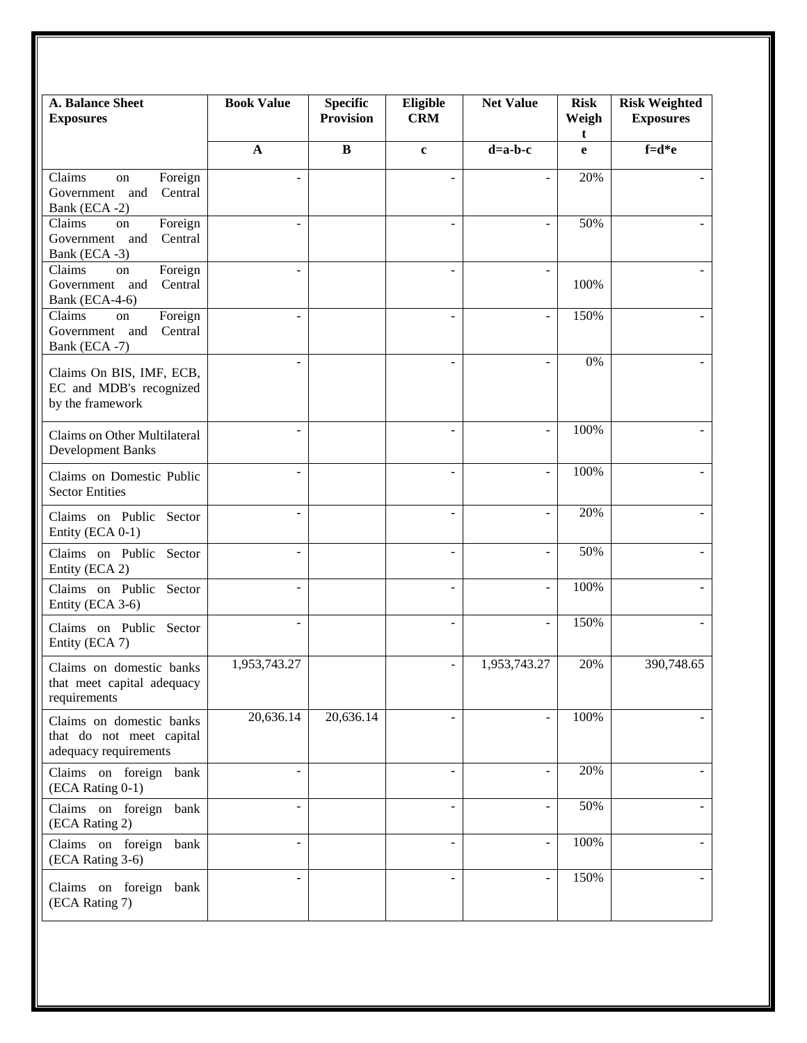| A. Balance Sheet Exposures | Book Value | Specific Provision | Eligible CRM | Net Value | Risk Weight | Risk Weighted Exposures |
|---|---|---|---|---|---|---|
| | A | B | c | d=a-b-c | e | f=d*e |
| Claims on Foreign Government and Central Bank (ECA -2) | - | | - | - | 20% | - |
| Claims on Foreign Government and Central Bank (ECA -3) | - | | - | - | 50% | - |
| Claims on Foreign Government and Central Bank (ECA-4-6) | - | | - | - | 100% | - |
| Claims on Foreign Government and Central Bank (ECA -7) | - | | - | - | 150% | - |
| Claims On BIS, IMF, ECB, EC and MDB's recognized by the framework | - | | - | - | 0% | - |
| Claims on Other Multilateral Development Banks | - | | - | - | 100% | - |
| Claims on Domestic Public Sector Entities | - | | - | - | 100% | - |
| Claims on Public Sector Entity (ECA 0-1) | - | | - | - | 20% | - |
| Claims on Public Sector Entity (ECA 2) | - | | - | - | 50% | - |
| Claims on Public Sector Entity (ECA 3-6) | - | | - | - | 100% | - |
| Claims on Public Sector Entity (ECA 7) | - | | - | - | 150% | - |
| Claims on domestic banks that meet capital adequacy requirements | 1,953,743.27 | | - | 1,953,743.27 | 20% | 390,748.65 |
| Claims on domestic banks that do not meet capital adequacy requirements | 20,636.14 | 20,636.14 | - | - | 100% | - |
| Claims on foreign bank (ECA Rating 0-1) | - | | - | - | 20% | - |
| Claims on foreign bank (ECA Rating 2) | - | | - | - | 50% | - |
| Claims on foreign bank (ECA Rating 3-6) | - | | - | - | 100% | - |
| Claims on foreign bank (ECA Rating 7) | - | | - | - | 150% | - |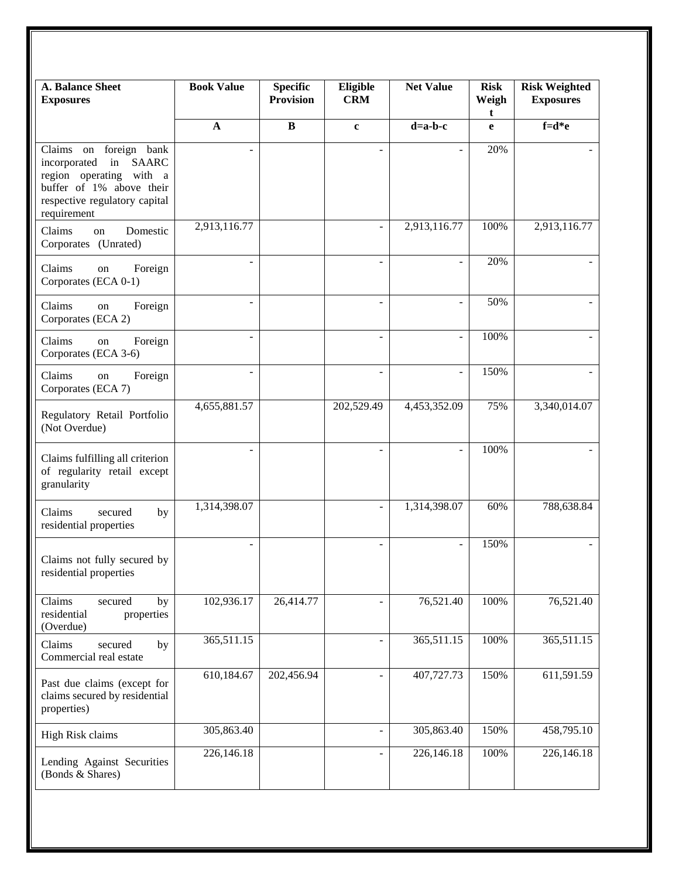| A. Balance Sheet Exposures | Book Value | Specific Provision | Eligible CRM | Net Value | Risk Weight | Risk Weighted Exposures |
|---|---|---|---|---|---|---|
| | A | B | c | d=a-b-c | e | f=d*e |
| Claims on foreign bank incorporated in SAARC region operating with a buffer of 1% above their respective regulatory capital requirement | - | | - | - | 20% | - |
| Claims on Domestic Corporates (Unrated) | 2,913,116.77 | | - | 2,913,116.77 | 100% | 2,913,116.77 |
| Claims on Foreign Corporates (ECA 0-1) | - | | - | - | 20% | - |
| Claims on Foreign Corporates (ECA 2) | - | | - | - | 50% | - |
| Claims on Foreign Corporates (ECA 3-6) | - | | - | - | 100% | - |
| Claims on Foreign Corporates (ECA 7) | - | | - | - | 150% | - |
| Regulatory Retail Portfolio (Not Overdue) | 4,655,881.57 | | 202,529.49 | 4,453,352.09 | 75% | 3,340,014.07 |
| Claims fulfilling all criterion of regularity retail except granularity | - | | - | - | 100% | - |
| Claims secured by residential properties | 1,314,398.07 | | - | 1,314,398.07 | 60% | 788,638.84 |
| Claims not fully secured by residential properties | - | | - | - | 150% | - |
| Claims secured by residential properties (Overdue) | 102,936.17 | 26,414.77 | - | 76,521.40 | 100% | 76,521.40 |
| Claims secured by Commercial real estate | 365,511.15 | | - | 365,511.15 | 100% | 365,511.15 |
| Past due claims (except for claims secured by residential properties) | 610,184.67 | 202,456.94 | - | 407,727.73 | 150% | 611,591.59 |
| High Risk claims | 305,863.40 | | - | 305,863.40 | 150% | 458,795.10 |
| Lending Against Securities (Bonds & Shares) | 226,146.18 | | - | 226,146.18 | 100% | 226,146.18 |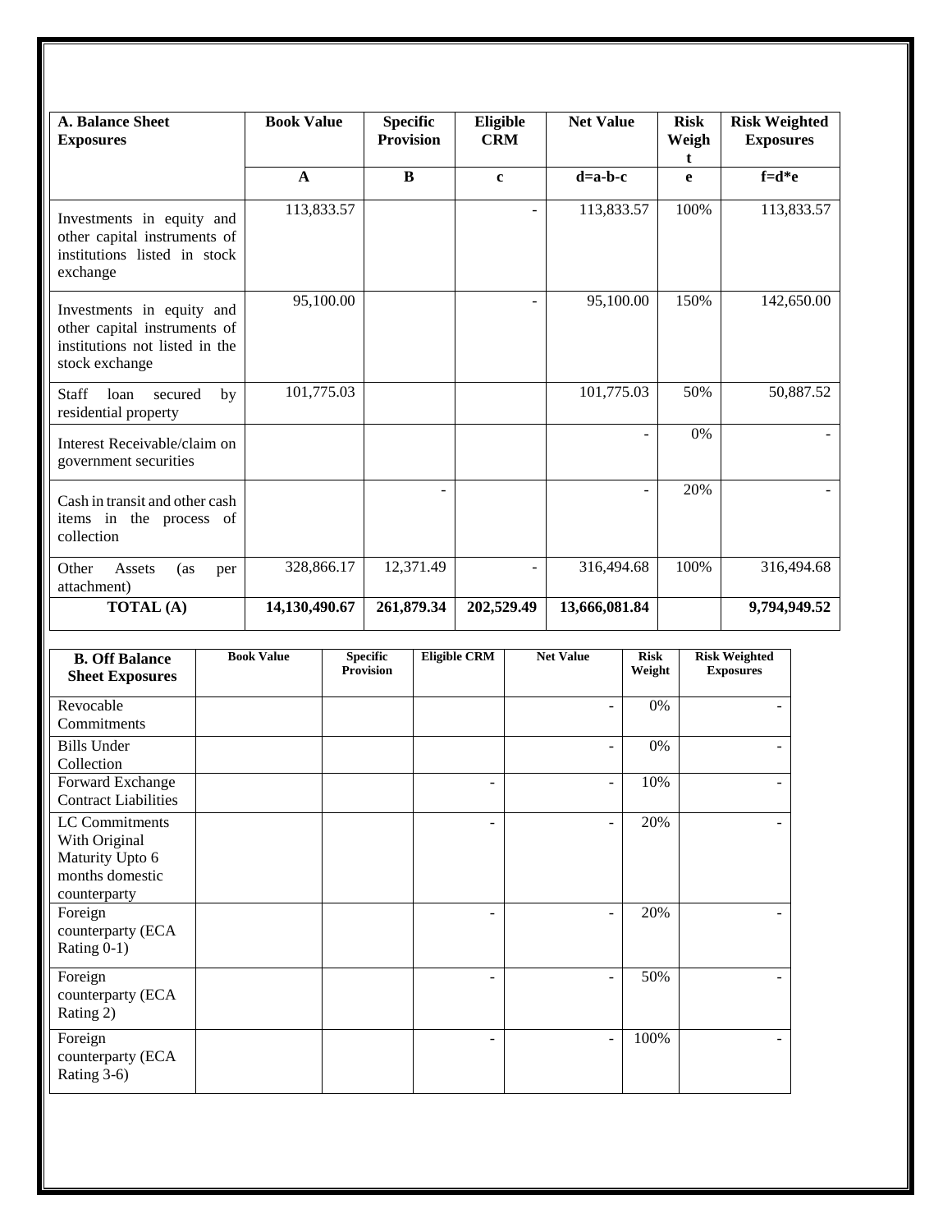| A. Balance Sheet Exposures | Book Value | Specific Provision | Eligible CRM | Net Value | Risk Weight | Risk Weighted Exposures |
|---|---|---|---|---|---|---|
| | A | B | c | d=a-b-c | e | f=d*e |
| Investments in equity and other capital instruments of institutions listed in stock exchange | 113,833.57 | | - | 113,833.57 | 100% | 113,833.57 |
| Investments in equity and other capital instruments of institutions not listed in the stock exchange | 95,100.00 | | - | 95,100.00 | 150% | 142,650.00 |
| Staff loan secured by residential property | 101,775.03 | | | 101,775.03 | 50% | 50,887.52 |
| Interest Receivable/claim on government securities | | | | - | 0% | - |
| Cash in transit and other cash items in the process of collection | | - | | - | 20% | - |
| Other Assets (as per attachment) | 328,866.17 | 12,371.49 | - | 316,494.68 | 100% | 316,494.68 |
| **TOTAL (A)** | **14,130,490.67** | **261,879.34** | **202,529.49** | **13,666,081.84** | | **9,794,949.52** |

| B. Off Balance Sheet Exposures | Book Value | Specific Provision | Eligible CRM | Net Value | Risk Weight | Risk Weighted Exposures |
|---|---|---|---|---|---|---|
| Revocable Commitments | | | | - | 0% | - |
| Bills Under Collection | | | | - | 0% | - |
| Forward Exchange Contract Liabilities | | | - | - | 10% | - |
| LC Commitments With Original Maturity Upto 6 months domestic counterparty | | | - | - | 20% | - |
| Foreign counterparty (ECA Rating 0-1) | | | - | - | 20% | - |
| Foreign counterparty (ECA Rating 2) | | | - | - | 50% | - |
| Foreign counterparty (ECA Rating 3-6) | | | - | - | 100% | - |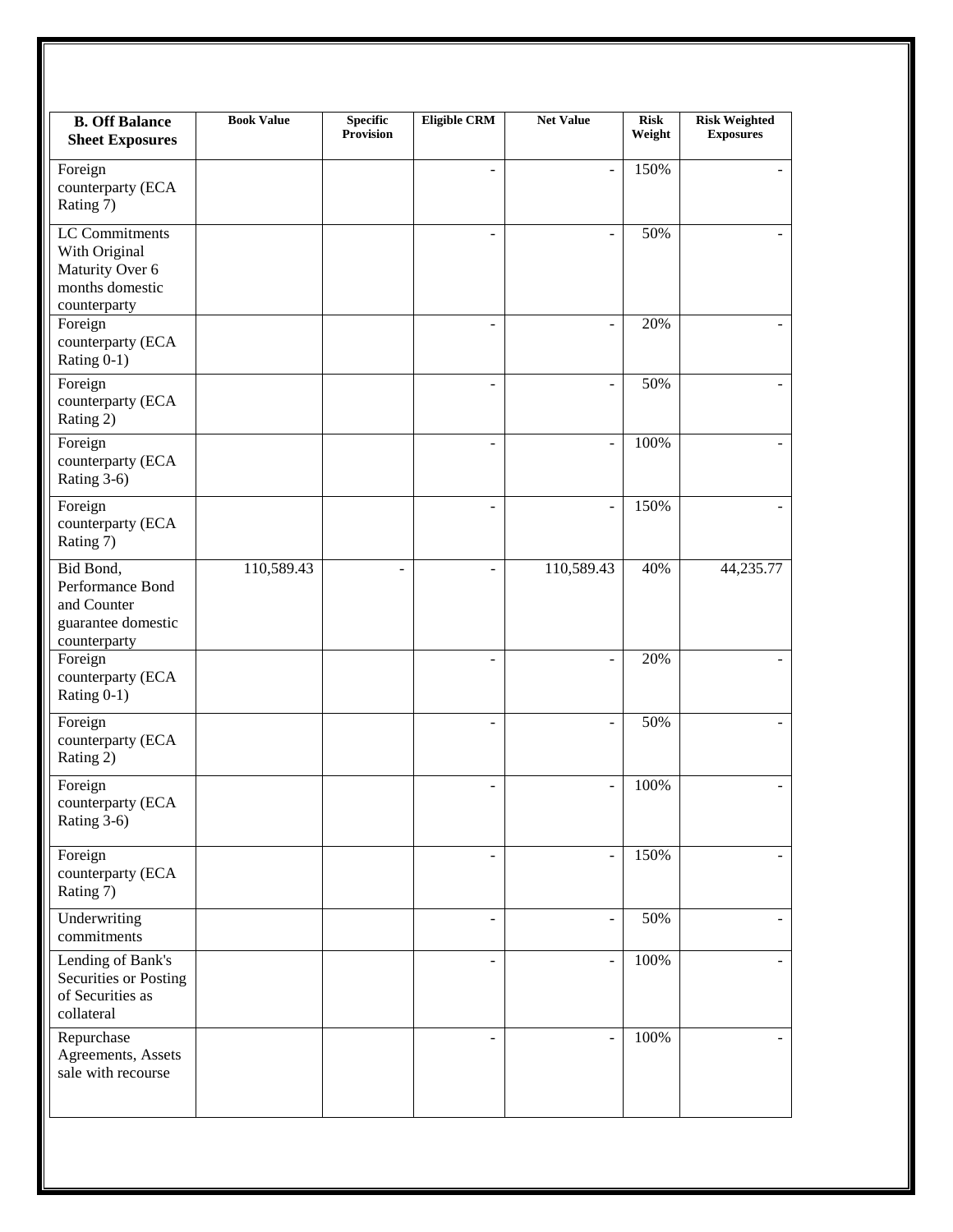| B. Off Balance Sheet Exposures | Book Value | Specific Provision | Eligible CRM | Net Value | Risk Weight | Risk Weighted Exposures |
|---|---|---|---|---|---|---|
| Foreign counterparty (ECA Rating 7) | | | - | - | 150% | - |
| LC Commitments With Original Maturity Over 6 months domestic counterparty | | | - | - | 50% | - |
| Foreign counterparty (ECA Rating 0-1) | | | - | - | 20% | - |
| Foreign counterparty (ECA Rating 2) | | | - | - | 50% | - |
| Foreign counterparty (ECA Rating 3-6) | | | - | - | 100% | - |
| Foreign counterparty (ECA Rating 7) | | | - | - | 150% | - |
| Bid Bond, Performance Bond and Counter guarantee domestic counterparty | 110,589.43 | - | - | 110,589.43 | 40% | 44,235.77 |
| Foreign counterparty (ECA Rating 0-1) | | | - | - | 20% | - |
| Foreign counterparty (ECA Rating 2) | | | - | - | 50% | - |
| Foreign counterparty (ECA Rating 3-6) | | | - | - | 100% | - |
| Foreign counterparty (ECA Rating 7) | | | - | - | 150% | - |
| Underwriting commitments | | | - | - | 50% | - |
| Lending of Bank's Securities or Posting of Securities as collateral | | | - | - | 100% | - |
| Repurchase Agreements, Assets sale with recourse | | | - | - | 100% | - |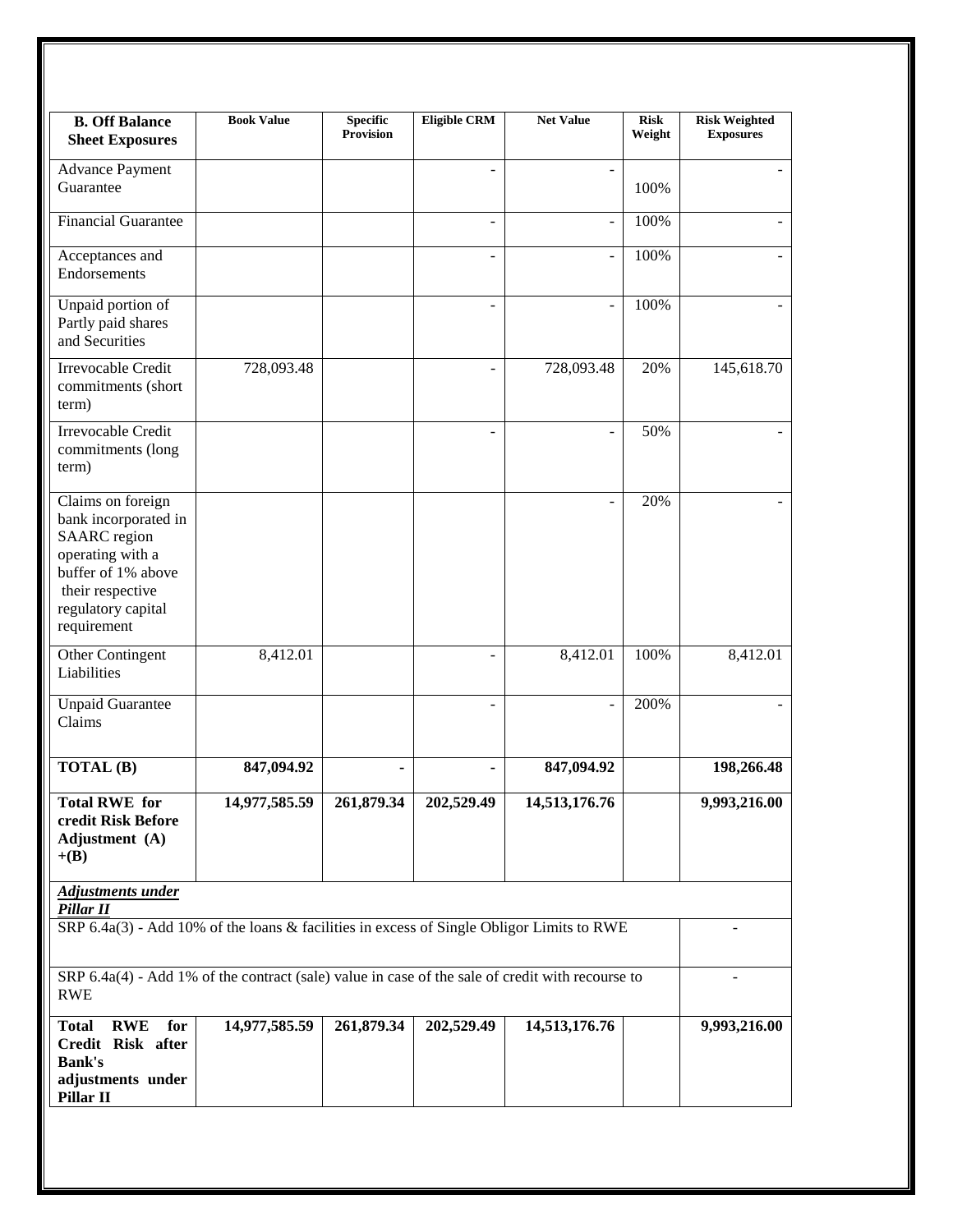| **B. Off Balance Sheet Exposures** | **Book Value** | **Specific Provision** | **Eligible CRM** | **Net Value** | **Risk Weight** | **Risk Weighted Exposures** |
|---|---|---|---|---|---|---|
| Advance Payment Guarantee | | | - | - | 100% | - |
| Financial Guarantee | | | - | - | 100% | - |
| Acceptances and Endorsements | | | - | - | 100% | - |
| Unpaid portion of Partly paid shares and Securities | | | - | - | 100% | - |
| Irrevocable Credit commitments (short term) | 728,093.48 | | - | 728,093.48 | 20% | 145,618.70 |
| Irrevocable Credit commitments (long term) | | | - | - | 50% | - |
| Claims on foreign bank incorporated in SAARC region operating with a buffer of 1% above their respective regulatory capital requirement | | | | - | 20% | - |
| Other Contingent Liabilities | 8,412.01 | | - | 8,412.01 | 100% | 8,412.01 |
| Unpaid Guarantee Claims | | | - | - | 200% | - |
| **TOTAL (B)** | **847,094.92** | **-** | **-** | **847,094.92** | | **198,266.48** |
| **Total RWE for credit Risk Before Adjustment (A) +(B)** | **14,977,585.59** | **261,879.34** | **202,529.49** | **14,513,176.76** | | **9,993,216.00** |
| ***Adjustments under Pillar II*** | | | | | | |
| SRP 6.4a(3) - Add 10% of the loans & facilities in excess of Single Obligor Limits to RWE | | | | | | - |
| SRP 6.4a(4) - Add 1% of the contract (sale) value in case of the sale of credit with recourse to RWE | | | | | | - |
| **Total RWE for Credit Risk after Bank's adjustments under Pillar II** | **14,977,585.59** | **261,879.34** | **202,529.49** | **14,513,176.76** | | **9,993,216.00** |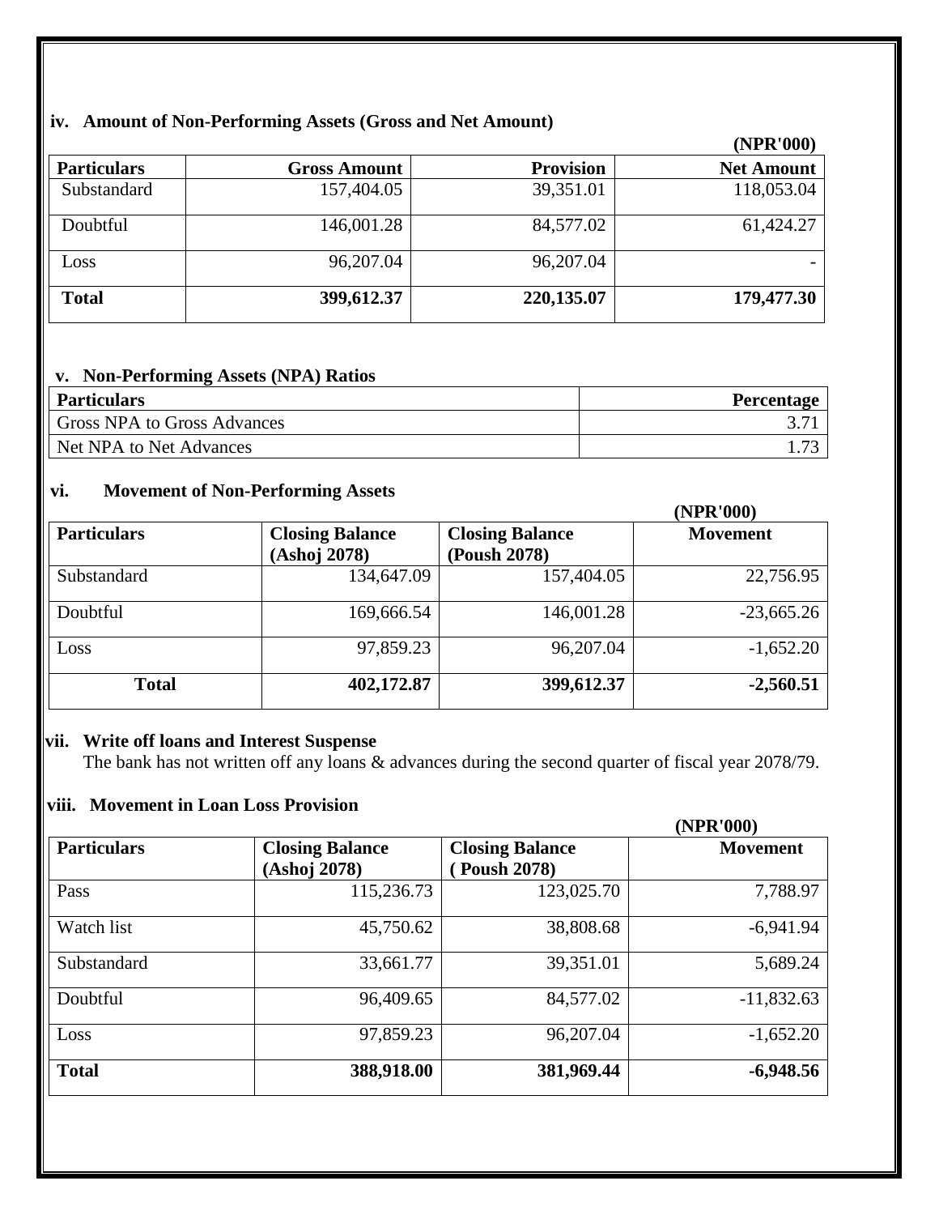### iv. Amount of Non-Performing Assets (Gross and Net Amount)

(NPR'000)

| Particulars | Gross Amount | Provision | Net Amount |
|---|---|---|---|
| Substandard | 157,404.05 | 39,351.01 | 118,053.04 |
| Doubtful | 146,001.28 | 84,577.02 | 61,424.27 |
| Loss | 96,207.04 | 96,207.04 | - |
| **Total** | **399,612.37** | **220,135.07** | **179,477.30** |

### v. Non-Performing Assets (NPA) Ratios

| Particulars | Percentage |
|---|---|
| Gross NPA to Gross Advances | 3.71 |
| Net NPA to Net Advances | 1.73 |

### vi. Movement of Non-Performing Assets

(NPR'000)

| Particulars | Closing Balance (Ashoj 2078) | Closing Balance (Poush 2078) | Movement |
|---|---|---|---|
| Substandard | 134,647.09 | 157,404.05 | 22,756.95 |
| Doubtful | 169,666.54 | 146,001.28 | -23,665.26 |
| Loss | 97,859.23 | 96,207.04 | -1,652.20 |
| **Total** | **402,172.87** | **399,612.37** | **-2,560.51** |

### vii. Write off loans and Interest Suspense

The bank has not written off any loans & advances during the second quarter of fiscal year 2078/79.

### viii. Movement in Loan Loss Provision

(NPR'000)

| Particulars | Closing Balance (Ashoj 2078) | Closing Balance ( Poush 2078) | Movement |
|---|---|---|---|
| Pass | 115,236.73 | 123,025.70 | 7,788.97 |
| Watch list | 45,750.62 | 38,808.68 | -6,941.94 |
| Substandard | 33,661.77 | 39,351.01 | 5,689.24 |
| Doubtful | 96,409.65 | 84,577.02 | -11,832.63 |
| Loss | 97,859.23 | 96,207.04 | -1,652.20 |
| **Total** | **388,918.00** | **381,969.44** | **-6,948.56** |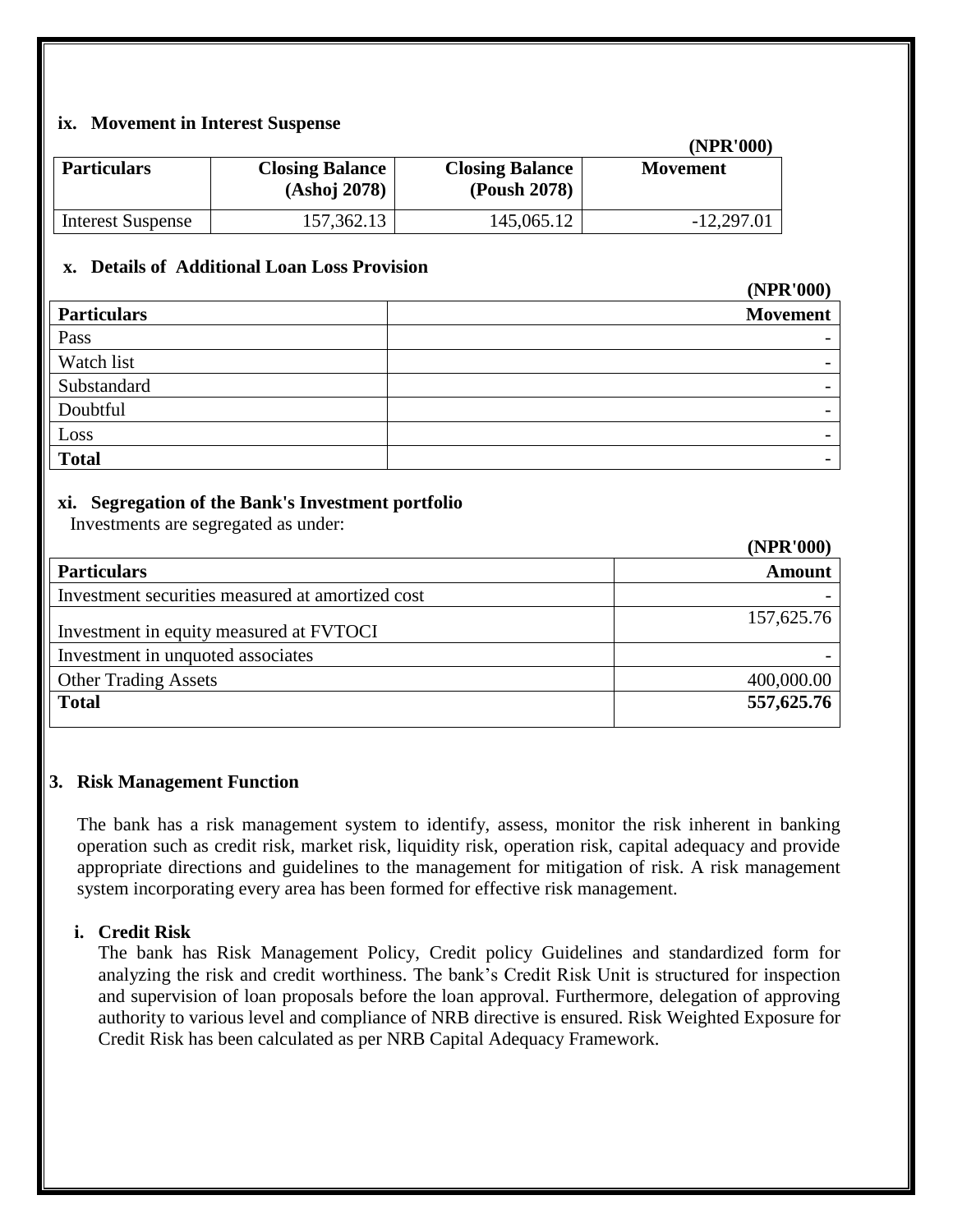**ix. Movement in Interest Suspense**

**(NPR'000)**

| Particulars | Closing Balance (Ashoj 2078) | Closing Balance (Poush 2078) | Movement |
|---|---|---|---|
| Interest Suspense | 157,362.13 | 145,065.12 | -12,297.01 |

**x. Details of Additional Loan Loss Provision**

**(NPR'000)**

| Particulars | Movement |
|---|---|
| Pass | - |
| Watch list | - |
| Substandard | - |
| Doubtful | - |
| Loss | - |
| **Total** | - |

**xi. Segregation of the Bank's Investment portfolio**

Investments are segregated as under:

**(NPR'000)**

| Particulars | Amount |
|---|---|
| Investment securities measured at amortized cost | - |
| Investment in equity measured at FVTOCI | 157,625.76 |
| Investment in unquoted associates | - |
| Other Trading Assets | 400,000.00 |
| **Total** | **557,625.76** |

## 3. Risk Management Function

The bank has a risk management system to identify, assess, monitor the risk inherent in banking operation such as credit risk, market risk, liquidity risk, operation risk, capital adequacy and provide appropriate directions and guidelines to the management for mitigation of risk. A risk management system incorporating every area has been formed for effective risk management.

**i. Credit Risk**

The bank has Risk Management Policy, Credit policy Guidelines and standardized form for analyzing the risk and credit worthiness. The bank's Credit Risk Unit is structured for inspection and supervision of loan proposals before the loan approval. Furthermore, delegation of approving authority to various level and compliance of NRB directive is ensured. Risk Weighted Exposure for Credit Risk has been calculated as per NRB Capital Adequacy Framework.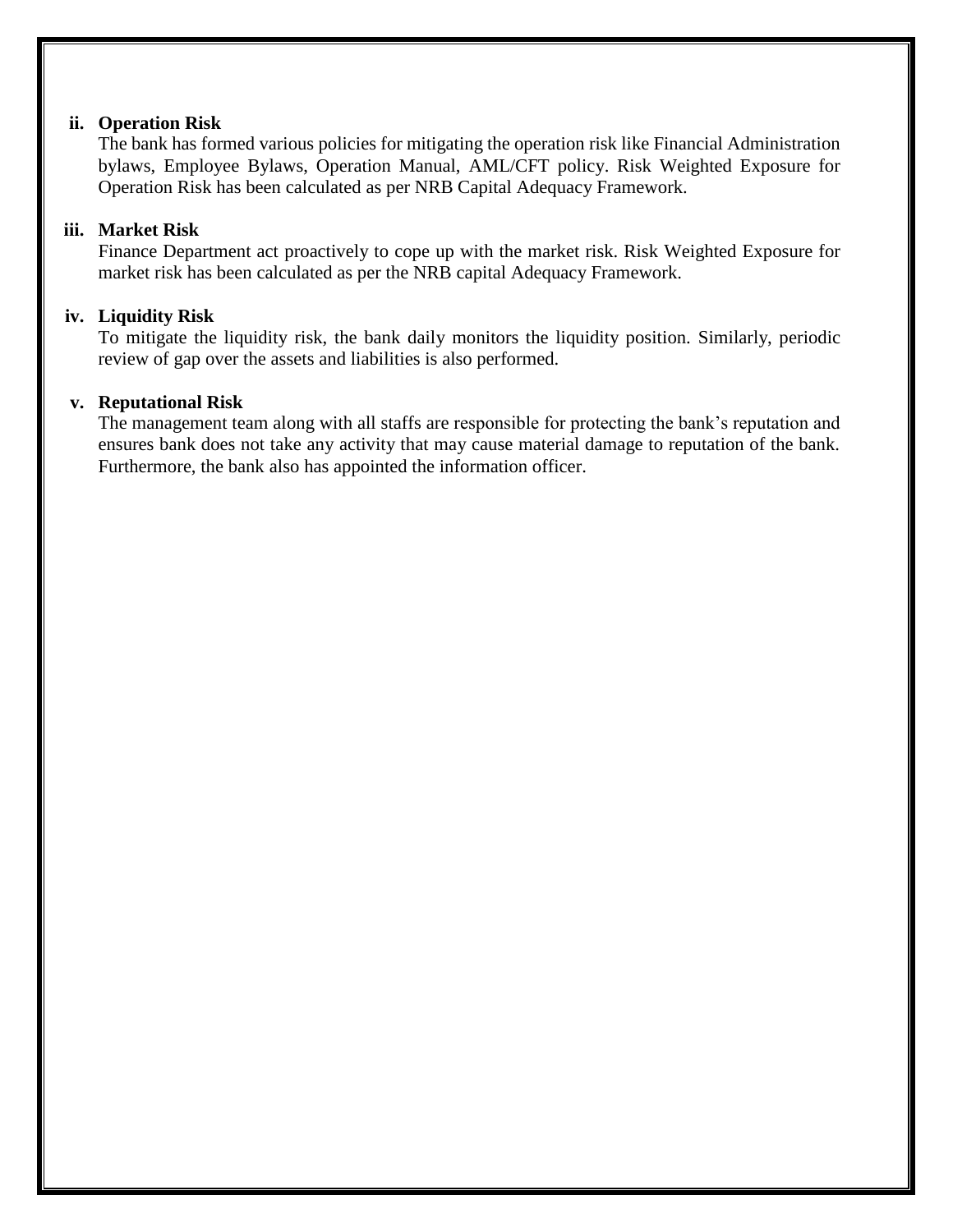**ii. Operation Risk**

The bank has formed various policies for mitigating the operation risk like Financial Administration bylaws, Employee Bylaws, Operation Manual, AML/CFT policy. Risk Weighted Exposure for Operation Risk has been calculated as per NRB Capital Adequacy Framework.

**iii. Market Risk**

Finance Department act proactively to cope up with the market risk. Risk Weighted Exposure for market risk has been calculated as per the NRB capital Adequacy Framework.

**iv. Liquidity Risk**

To mitigate the liquidity risk, the bank daily monitors the liquidity position. Similarly, periodic review of gap over the assets and liabilities is also performed.

**v. Reputational Risk**

The management team along with all staffs are responsible for protecting the bank's reputation and ensures bank does not take any activity that may cause material damage to reputation of the bank. Furthermore, the bank also has appointed the information officer.